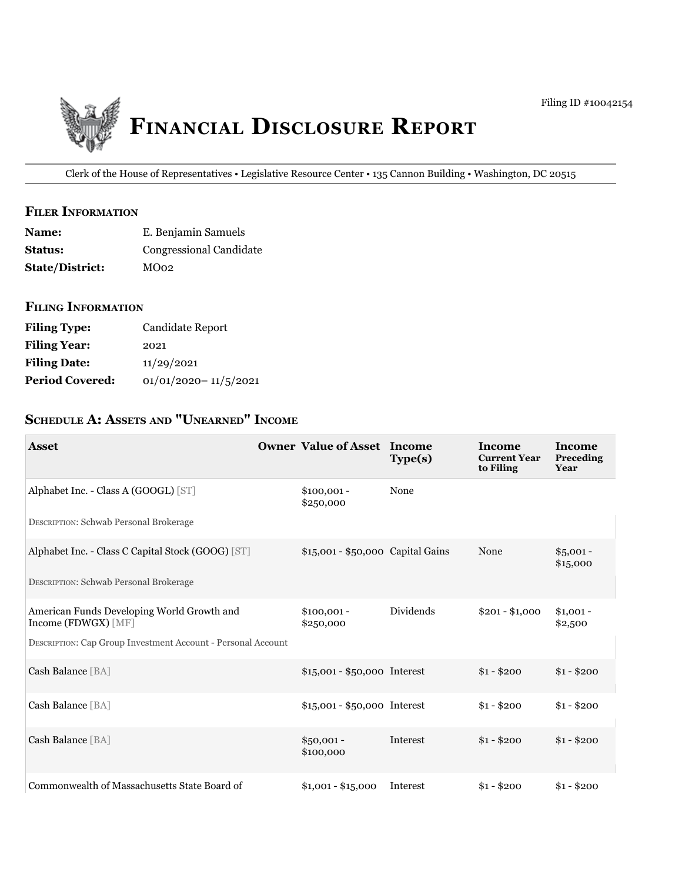Filing ID #10042154

# Financial Disclosure Report

Clerk of the House of Representatives • Legislative Resource Center • 135 Cannon Building • Washington, DC 20515

## Filer Information

| | |
|---|---|
| **Name:** | E. Benjamin Samuels |
| **Status:** | Congressional Candidate |
| **State/District:** | MO02 |

## Filing Information

| | |
|---|---|
| **Filing Type:** | Candidate Report |
| **Filing Year:** | 2021 |
| **Filing Date:** | 11/29/2021 |
| **Period Covered:** | 01/01/2020– 11/5/2021 |

## Schedule A: Assets and "Unearned" Income

| Asset | Owner | Value of Asset | Income Type(s) | Income Current Year to Filing | Income Preceding Year |
|---|---|---|---|---|---|
| Alphabet Inc. - Class A (GOOGL) [ST] | | $100,001 - $250,000 | None | | |
| Description: Schwab Personal Brokerage | | | | | |
| Alphabet Inc. - Class C Capital Stock (GOOG) [ST] | | $15,001 - $50,000 | Capital Gains | None | $5,001 - $15,000 |
| Description: Schwab Personal Brokerage | | | | | |
| American Funds Developing World Growth and Income (FDWGX) [MF] | | $100,001 - $250,000 | Dividends | $201 - $1,000 | $1,001 - $2,500 |
| Description: Cap Group Investment Account - Personal Account | | | | | |
| Cash Balance [BA] | | $15,001 - $50,000 | Interest | $1 - $200 | $1 - $200 |
| Cash Balance [BA] | | $15,001 - $50,000 | Interest | $1 - $200 | $1 - $200 |
| Cash Balance [BA] | | $50,001 - $100,000 | Interest | $1 - $200 | $1 - $200 |
| Commonwealth of Massachusetts State Board of | | $1,001 - $15,000 | Interest | $1 - $200 | $1 - $200 |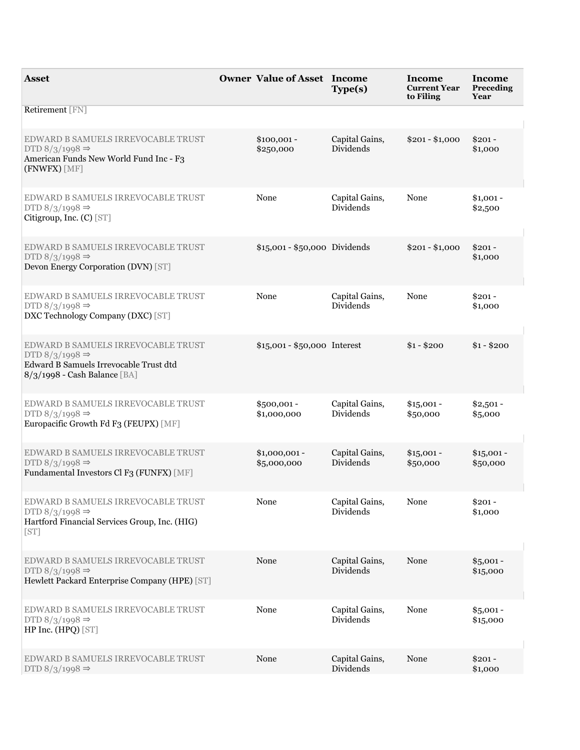| Asset | Owner | Value of Asset | Income Type(s) | Income Current Year to Filing | Income Preceding Year |
| --- | --- | --- | --- | --- | --- |
| Retirement [FN] | | | | | |
| EDWARD B SAMUELS IRREVOCABLE TRUST DTD 8/3/1998 ⇒ American Funds New World Fund Inc - F3 (FNWFX) [MF] | | $100,001 - $250,000 | Capital Gains, Dividends | $201 - $1,000 | $201 - $1,000 |
| EDWARD B SAMUELS IRREVOCABLE TRUST DTD 8/3/1998 ⇒ Citigroup, Inc. (C) [ST] | | None | Capital Gains, Dividends | None | $1,001 - $2,500 |
| EDWARD B SAMUELS IRREVOCABLE TRUST DTD 8/3/1998 ⇒ Devon Energy Corporation (DVN) [ST] | | $15,001 - $50,000 | Dividends | $201 - $1,000 | $201 - $1,000 |
| EDWARD B SAMUELS IRREVOCABLE TRUST DTD 8/3/1998 ⇒ DXC Technology Company (DXC) [ST] | | None | Capital Gains, Dividends | None | $201 - $1,000 |
| EDWARD B SAMUELS IRREVOCABLE TRUST DTD 8/3/1998 ⇒ Edward B Samuels Irrevocable Trust dtd 8/3/1998 - Cash Balance [BA] | | $15,001 - $50,000 | Interest | $1 - $200 | $1 - $200 |
| EDWARD B SAMUELS IRREVOCABLE TRUST DTD 8/3/1998 ⇒ Europacific Growth Fd F3 (FEUPX) [MF] | | $500,001 - $1,000,000 | Capital Gains, Dividends | $15,001 - $50,000 | $2,501 - $5,000 |
| EDWARD B SAMUELS IRREVOCABLE TRUST DTD 8/3/1998 ⇒ Fundamental Investors Cl F3 (FUNFX) [MF] | | $1,000,001 - $5,000,000 | Capital Gains, Dividends | $15,001 - $50,000 | $15,001 - $50,000 |
| EDWARD B SAMUELS IRREVOCABLE TRUST DTD 8/3/1998 ⇒ Hartford Financial Services Group, Inc. (HIG) [ST] | | None | Capital Gains, Dividends | None | $201 - $1,000 |
| EDWARD B SAMUELS IRREVOCABLE TRUST DTD 8/3/1998 ⇒ Hewlett Packard Enterprise Company (HPE) [ST] | | None | Capital Gains, Dividends | None | $5,001 - $15,000 |
| EDWARD B SAMUELS IRREVOCABLE TRUST DTD 8/3/1998 ⇒ HP Inc. (HPQ) [ST] | | None | Capital Gains, Dividends | None | $5,001 - $15,000 |
| EDWARD B SAMUELS IRREVOCABLE TRUST DTD 8/3/1998 ⇒ | | None | Capital Gains, Dividends | None | $201 - $1,000 |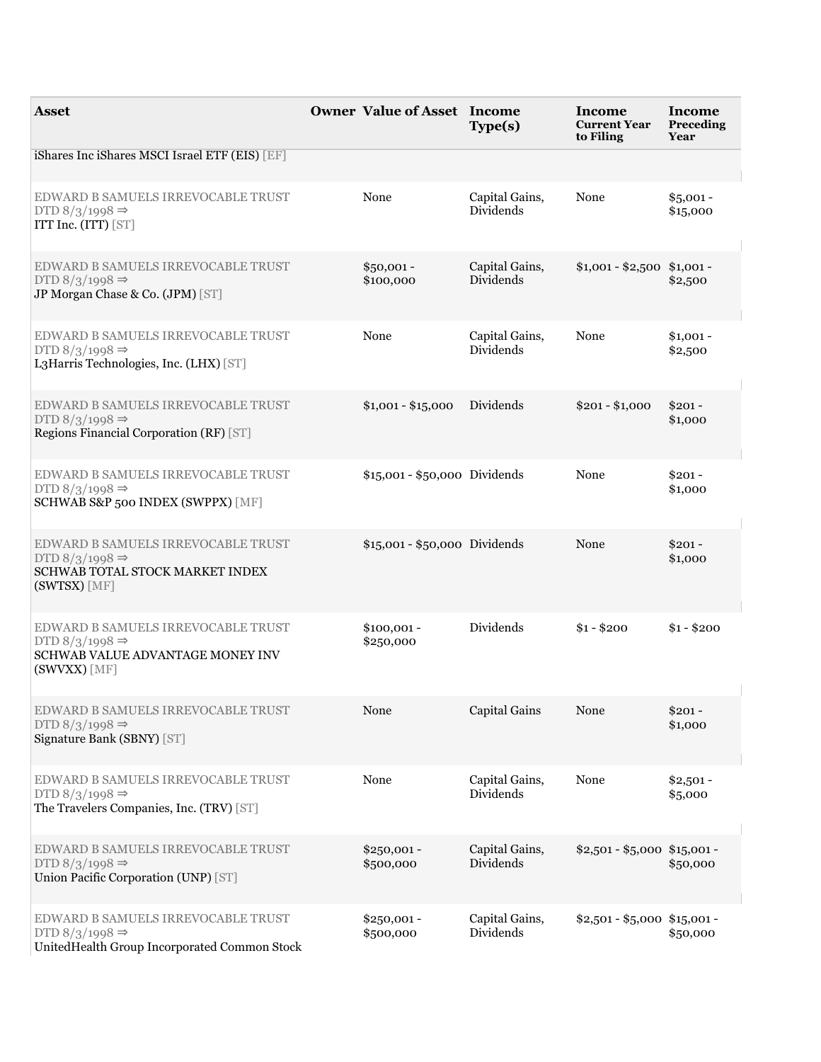| Asset | Owner | Value of Asset | Income Type(s) | Income Current Year to Filing | Income Preceding Year |
|---|---|---|---|---|---|
| iShares Inc iShares MSCI Israel ETF (EIS) [EF] | | | | | |
| EDWARD B SAMUELS IRREVOCABLE TRUST DTD 8/3/1998 ⇒ ITT Inc. (ITT) [ST] | | None | Capital Gains, Dividends | None | $5,001 - $15,000 |
| EDWARD B SAMUELS IRREVOCABLE TRUST DTD 8/3/1998 ⇒ JP Morgan Chase & Co. (JPM) [ST] | | $50,001 - $100,000 | Capital Gains, Dividends | $1,001 - $2,500 | $1,001 - $2,500 |
| EDWARD B SAMUELS IRREVOCABLE TRUST DTD 8/3/1998 ⇒ L3Harris Technologies, Inc. (LHX) [ST] | | None | Capital Gains, Dividends | None | $1,001 - $2,500 |
| EDWARD B SAMUELS IRREVOCABLE TRUST DTD 8/3/1998 ⇒ Regions Financial Corporation (RF) [ST] | | $1,001 - $15,000 | Dividends | $201 - $1,000 | $201 - $1,000 |
| EDWARD B SAMUELS IRREVOCABLE TRUST DTD 8/3/1998 ⇒ SCHWAB S&P 500 INDEX (SWPPX) [MF] | | $15,001 - $50,000 | Dividends | None | $201 - $1,000 |
| EDWARD B SAMUELS IRREVOCABLE TRUST DTD 8/3/1998 ⇒ SCHWAB TOTAL STOCK MARKET INDEX (SWTSX) [MF] | | $15,001 - $50,000 | Dividends | None | $201 - $1,000 |
| EDWARD B SAMUELS IRREVOCABLE TRUST DTD 8/3/1998 ⇒ SCHWAB VALUE ADVANTAGE MONEY INV (SWVXX) [MF] | | $100,001 - $250,000 | Dividends | $1 - $200 | $1 - $200 |
| EDWARD B SAMUELS IRREVOCABLE TRUST DTD 8/3/1998 ⇒ Signature Bank (SBNY) [ST] | | None | Capital Gains | None | $201 - $1,000 |
| EDWARD B SAMUELS IRREVOCABLE TRUST DTD 8/3/1998 ⇒ The Travelers Companies, Inc. (TRV) [ST] | | None | Capital Gains, Dividends | None | $2,501 - $5,000 |
| EDWARD B SAMUELS IRREVOCABLE TRUST DTD 8/3/1998 ⇒ Union Pacific Corporation (UNP) [ST] | | $250,001 - $500,000 | Capital Gains, Dividends | $2,501 - $5,000 | $15,001 - $50,000 |
| EDWARD B SAMUELS IRREVOCABLE TRUST DTD 8/3/1998 ⇒ UnitedHealth Group Incorporated Common Stock | | $250,001 - $500,000 | Capital Gains, Dividends | $2,501 - $5,000 | $15,001 - $50,000 |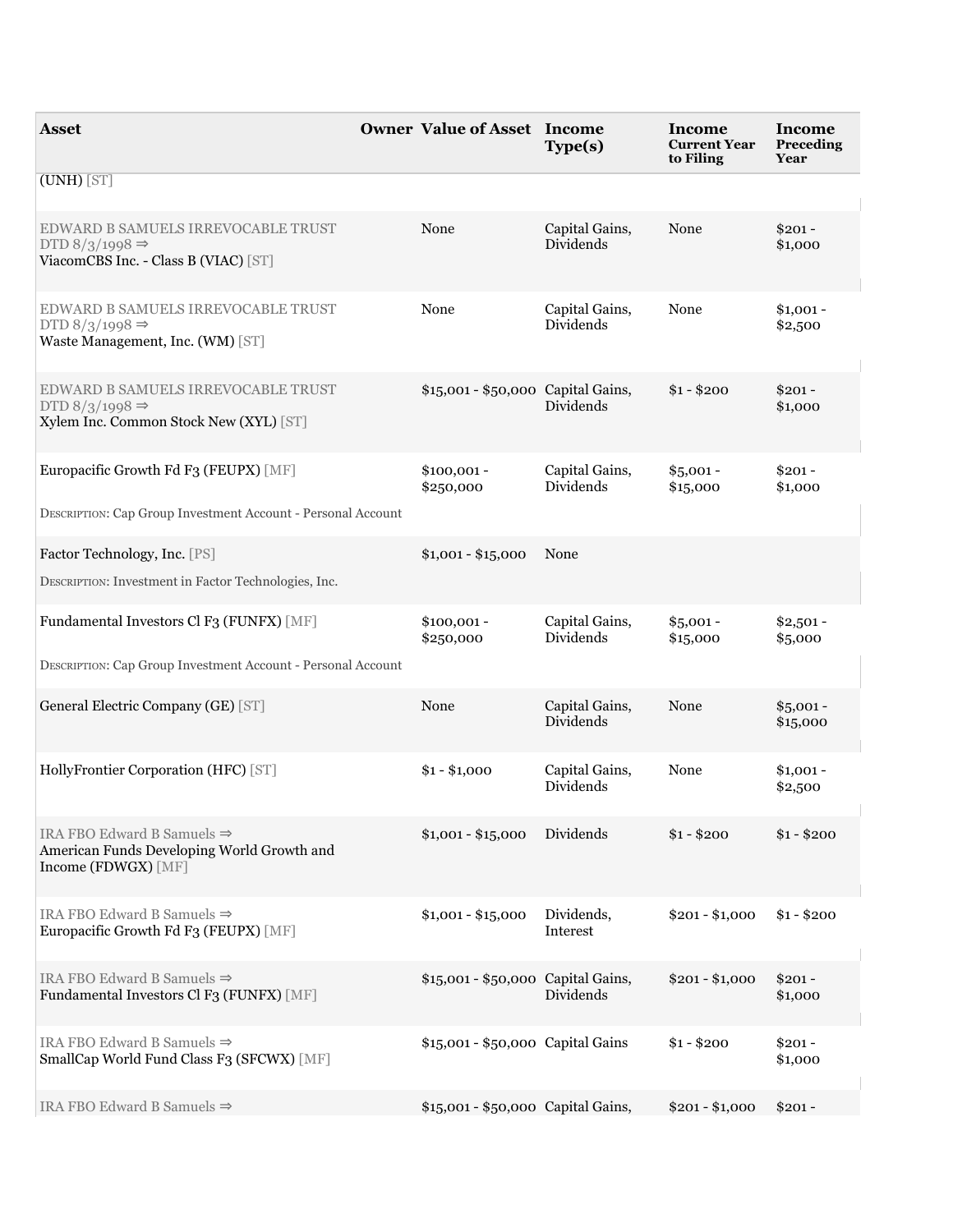| Asset | Owner | Value of Asset | Income Type(s) | Income Current Year to Filing | Income Preceding Year |
|---|---|---|---|---|---|
| (UNH) [ST] | | | | | |
| EDWARD B SAMUELS IRREVOCABLE TRUST DTD 8/3/1998 ⇒ ViacomCBS Inc. - Class B (VIAC) [ST] | | None | Capital Gains, Dividends | None | $201 - $1,000 |
| EDWARD B SAMUELS IRREVOCABLE TRUST DTD 8/3/1998 ⇒ Waste Management, Inc. (WM) [ST] | | None | Capital Gains, Dividends | None | $1,001 - $2,500 |
| EDWARD B SAMUELS IRREVOCABLE TRUST DTD 8/3/1998 ⇒ Xylem Inc. Common Stock New (XYL) [ST] | | $15,001 - $50,000 | Capital Gains, Dividends | $1 - $200 | $201 - $1,000 |
| Europacific Growth Fd F3 (FEUPX) [MF] <br> DESCRIPTION: Cap Group Investment Account - Personal Account | | $100,001 - $250,000 | Capital Gains, Dividends | $5,001 - $15,000 | $201 - $1,000 |
| Factor Technology, Inc. [PS] <br> DESCRIPTION: Investment in Factor Technologies, Inc. | | $1,001 - $15,000 | None | | |
| Fundamental Investors Cl F3 (FUNFX) [MF] <br> DESCRIPTION: Cap Group Investment Account - Personal Account | | $100,001 - $250,000 | Capital Gains, Dividends | $5,001 - $15,000 | $2,501 - $5,000 |
| General Electric Company (GE) [ST] | | None | Capital Gains, Dividends | None | $5,001 - $15,000 |
| HollyFrontier Corporation (HFC) [ST] | | $1 - $1,000 | Capital Gains, Dividends | None | $1,001 - $2,500 |
| IRA FBO Edward B Samuels ⇒ American Funds Developing World Growth and Income (FDWGX) [MF] | | $1,001 - $15,000 | Dividends | $1 - $200 | $1 - $200 |
| IRA FBO Edward B Samuels ⇒ Europacific Growth Fd F3 (FEUPX) [MF] | | $1,001 - $15,000 | Dividends, Interest | $201 - $1,000 | $1 - $200 |
| IRA FBO Edward B Samuels ⇒ Fundamental Investors Cl F3 (FUNFX) [MF] | | $15,001 - $50,000 | Capital Gains, Dividends | $201 - $1,000 | $201 - $1,000 |
| IRA FBO Edward B Samuels ⇒ SmallCap World Fund Class F3 (SFCWX) [MF] | | $15,001 - $50,000 | Capital Gains | $1 - $200 | $201 - $1,000 |
| IRA FBO Edward B Samuels ⇒ | | $15,001 - $50,000 | Capital Gains, | $201 - $1,000 | $201 - |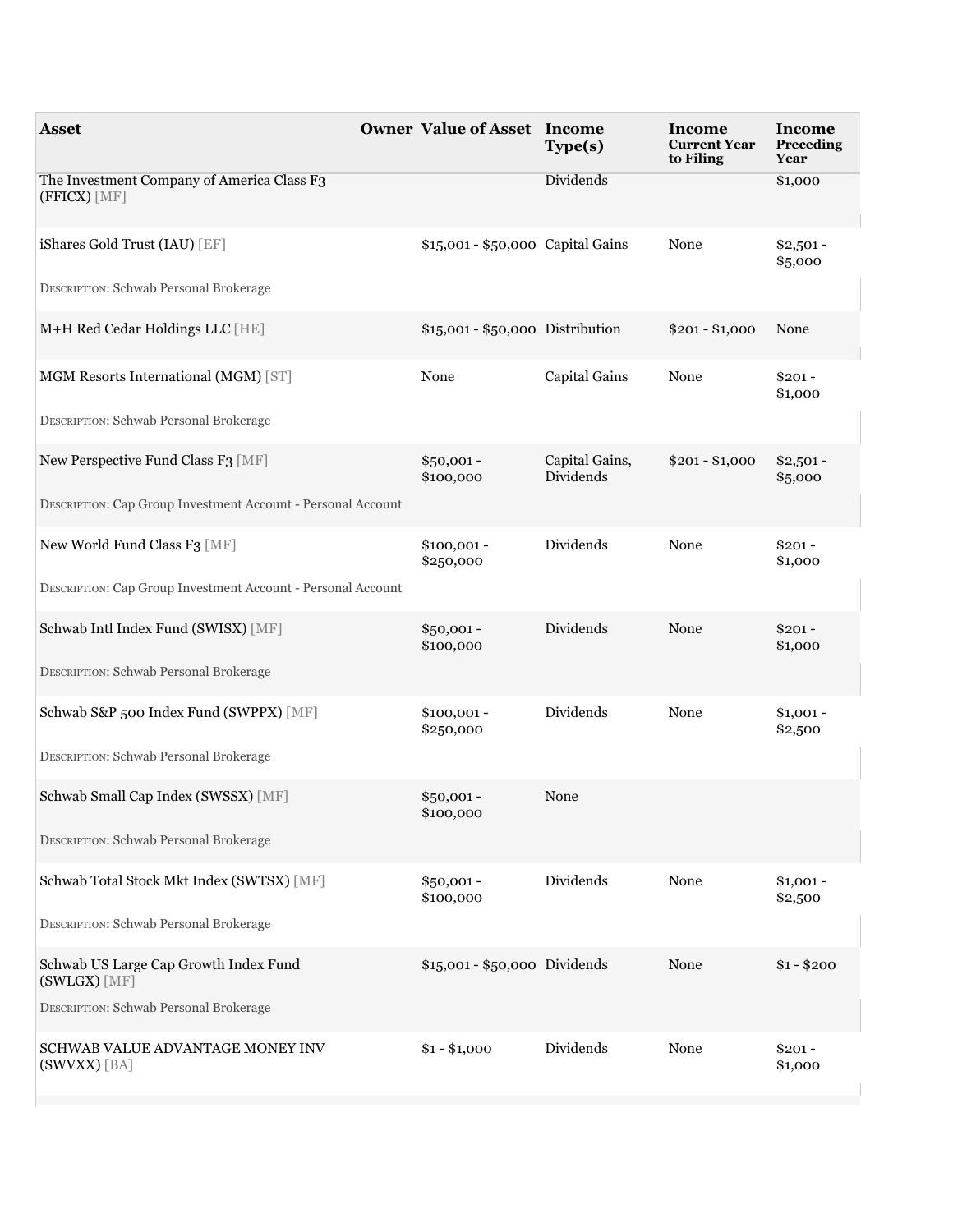| Asset | Owner | Value of Asset | Income Type(s) | Income Current Year to Filing | Income Preceding Year |
|---|---|---|---|---|---|
| The Investment Company of America Class F3 (FFICX) [MF] | | | Dividends | | $1,000 |
| iShares Gold Trust (IAU) [EF]<br>DESCRIPTION: Schwab Personal Brokerage | | $15,001 - $50,000 | Capital Gains | None | $2,501 - $5,000 |
| M+H Red Cedar Holdings LLC [HE] | | $15,001 - $50,000 | Distribution | $201 - $1,000 | None |
| MGM Resorts International (MGM) [ST]<br>DESCRIPTION: Schwab Personal Brokerage | | None | Capital Gains | None | $201 - $1,000 |
| New Perspective Fund Class F3 [MF]<br>DESCRIPTION: Cap Group Investment Account - Personal Account | | $50,001 - $100,000 | Capital Gains, Dividends | $201 - $1,000 | $2,501 - $5,000 |
| New World Fund Class F3 [MF]<br>DESCRIPTION: Cap Group Investment Account - Personal Account | | $100,001 - $250,000 | Dividends | None | $201 - $1,000 |
| Schwab Intl Index Fund (SWISX) [MF]<br>DESCRIPTION: Schwab Personal Brokerage | | $50,001 - $100,000 | Dividends | None | $201 - $1,000 |
| Schwab S&P 500 Index Fund (SWPPX) [MF]<br>DESCRIPTION: Schwab Personal Brokerage | | $100,001 - $250,000 | Dividends | None | $1,001 - $2,500 |
| Schwab Small Cap Index (SWSSX) [MF]<br>DESCRIPTION: Schwab Personal Brokerage | | $50,001 - $100,000 | None | | |
| Schwab Total Stock Mkt Index (SWTSX) [MF]<br>DESCRIPTION: Schwab Personal Brokerage | | $50,001 - $100,000 | Dividends | None | $1,001 - $2,500 |
| Schwab US Large Cap Growth Index Fund (SWLGX) [MF]<br>DESCRIPTION: Schwab Personal Brokerage | | $15,001 - $50,000 | Dividends | None | $1 - $200 |
| SCHWAB VALUE ADVANTAGE MONEY INV (SWVXX) [BA] | | $1 - $1,000 | Dividends | None | $201 - $1,000 |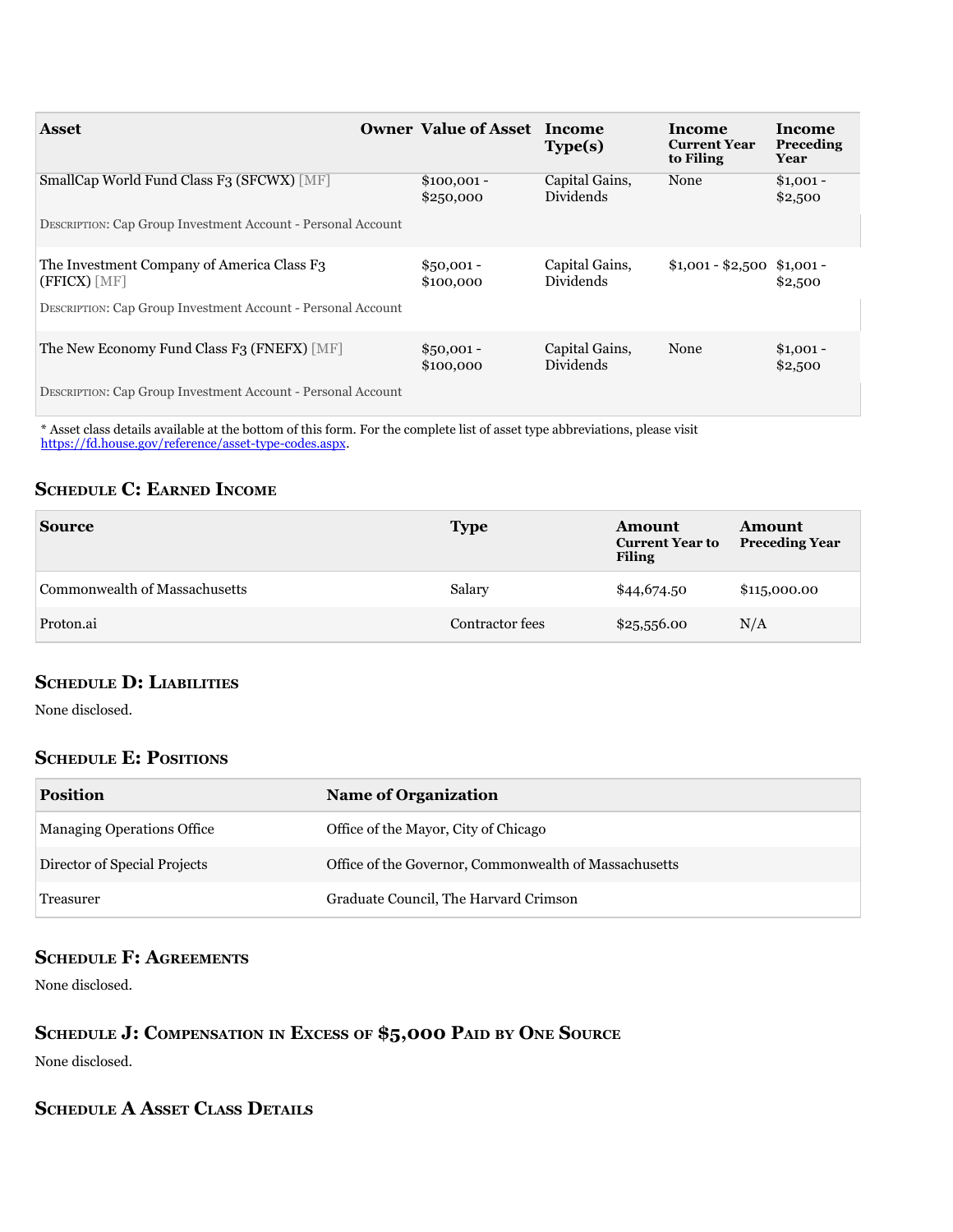| Asset | Owner | Value of Asset | Income Type(s) | Income Current Year to Filing | Income Preceding Year |
|---|---|---|---|---|---|
| SmallCap World Fund Class F3 (SFCWX) [MF]<br>DESCRIPTION: Cap Group Investment Account - Personal Account | | $100,001 - $250,000 | Capital Gains, Dividends | None | $1,001 - $2,500 |
| The Investment Company of America Class F3 (FFICX) [MF]<br>DESCRIPTION: Cap Group Investment Account - Personal Account | | $50,001 - $100,000 | Capital Gains, Dividends | $1,001 - $2,500 | $1,001 - $2,500 |
| The New Economy Fund Class F3 (FNEFX) [MF]<br>DESCRIPTION: Cap Group Investment Account - Personal Account | | $50,001 - $100,000 | Capital Gains, Dividends | None | $1,001 - $2,500 |

* Asset class details available at the bottom of this form. For the complete list of asset type abbreviations, please visit https://fd.house.gov/reference/asset-type-codes.aspx.

## Schedule C: Earned Income

| Source | Type | Amount Current Year to Filing | Amount Preceding Year |
|---|---|---|---|
| Commonwealth of Massachusetts | Salary | $44,674.50 | $115,000.00 |
| Proton.ai | Contractor fees | $25,556.00 | N/A |

## Schedule D: Liabilities

None disclosed.

## Schedule E: Positions

| Position | Name of Organization |
|---|---|
| Managing Operations Office | Office of the Mayor, City of Chicago |
| Director of Special Projects | Office of the Governor, Commonwealth of Massachusetts |
| Treasurer | Graduate Council, The Harvard Crimson |

## Schedule F: Agreements

None disclosed.

## Schedule J: Compensation in Excess of $5,000 Paid by One Source

None disclosed.

## Schedule A Asset Class Details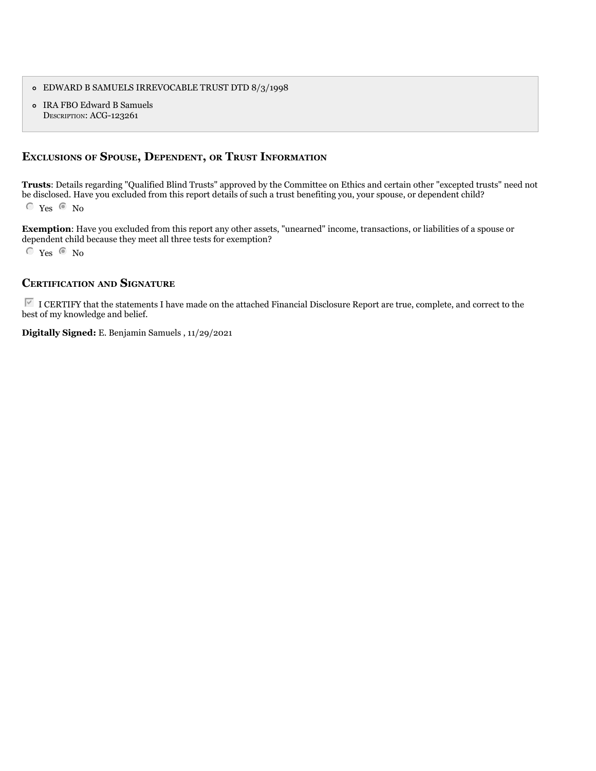- EDWARD B SAMUELS IRREVOCABLE TRUST DTD 8/3/1998
- IRA FBO Edward B Samuels
  DESCRIPTION: ACG-123261

## Exclusions of Spouse, Dependent, or Trust Information

**Trusts**: Details regarding "Qualified Blind Trusts" approved by the Committee on Ethics and certain other "excepted trusts" need not be disclosed. Have you excluded from this report details of such a trust benefiting you, your spouse, or dependent child?

○ Yes ◉ No

**Exemption**: Have you excluded from this report any other assets, "unearned" income, transactions, or liabilities of a spouse or dependent child because they meet all three tests for exemption?

○ Yes ◉ No

## Certification and Signature

☑ I CERTIFY that the statements I have made on the attached Financial Disclosure Report are true, complete, and correct to the best of my knowledge and belief.

**Digitally Signed:** E. Benjamin Samuels , 11/29/2021